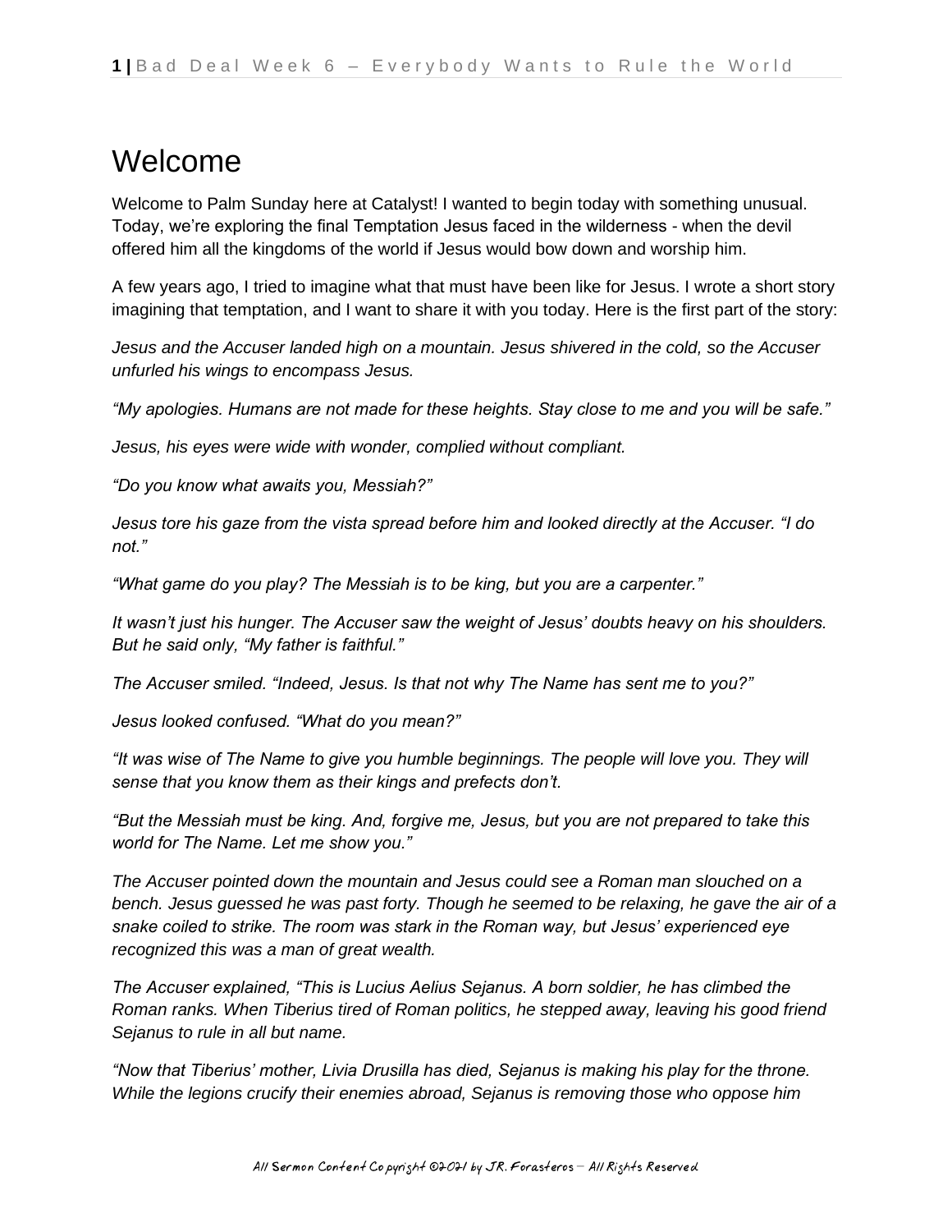# Welcome

Welcome to Palm Sunday here at Catalyst! I wanted to begin today with something unusual. Today, we're exploring the final Temptation Jesus faced in the wilderness - when the devil offered him all the kingdoms of the world if Jesus would bow down and worship him.

A few years ago, I tried to imagine what that must have been like for Jesus. I wrote a short story imagining that temptation, and I want to share it with you today. Here is the first part of the story:

*Jesus and the Accuser landed high on a mountain. Jesus shivered in the cold, so the Accuser unfurled his wings to encompass Jesus.*

*"My apologies. Humans are not made for these heights. Stay close to me and you will be safe."*

*Jesus, his eyes were wide with wonder, complied without compliant.*

*"Do you know what awaits you, Messiah?"*

*Jesus tore his gaze from the vista spread before him and looked directly at the Accuser. "I do not."*

*"What game do you play? The Messiah is to be king, but you are a carpenter."*

*It wasn't just his hunger. The Accuser saw the weight of Jesus' doubts heavy on his shoulders. But he said only, "My father is faithful."*

*The Accuser smiled. "Indeed, Jesus. Is that not why The Name has sent me to you?"*

*Jesus looked confused. "What do you mean?"*

*"It was wise of The Name to give you humble beginnings. The people will love you. They will sense that you know them as their kings and prefects don't.*

*"But the Messiah must be king. And, forgive me, Jesus, but you are not prepared to take this world for The Name. Let me show you."*

*The Accuser pointed down the mountain and Jesus could see a Roman man slouched on a bench. Jesus guessed he was past forty. Though he seemed to be relaxing, he gave the air of a snake coiled to strike. The room was stark in the Roman way, but Jesus' experienced eye recognized this was a man of great wealth.*

*The Accuser explained, "This is Lucius Aelius Sejanus. A born soldier, he has climbed the Roman ranks. When Tiberius tired of Roman politics, he stepped away, leaving his good friend Sejanus to rule in all but name.*

*"Now that Tiberius' mother, Livia Drusilla has died, Sejanus is making his play for the throne. While the legions crucify their enemies abroad, Sejanus is removing those who oppose him*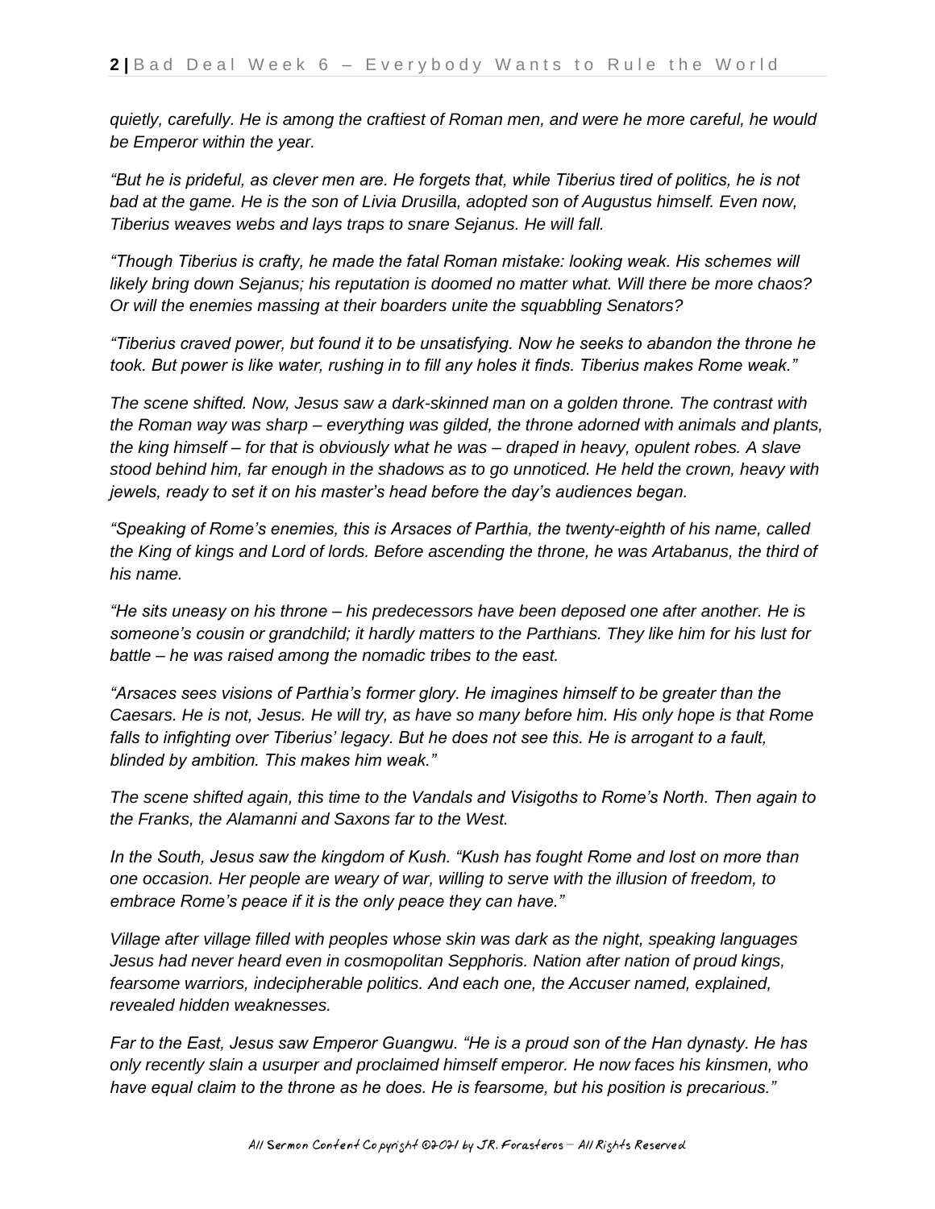*quietly, carefully. He is among the craftiest of Roman men, and were he more careful, he would be Emperor within the year.*

*"But he is prideful, as clever men are. He forgets that, while Tiberius tired of politics, he is not bad at the game. He is the son of Livia Drusilla, adopted son of Augustus himself. Even now, Tiberius weaves webs and lays traps to snare Sejanus. He will fall.*

*"Though Tiberius is crafty, he made the fatal Roman mistake: looking weak. His schemes will likely bring down Sejanus; his reputation is doomed no matter what. Will there be more chaos? Or will the enemies massing at their boarders unite the squabbling Senators?*

*"Tiberius craved power, but found it to be unsatisfying. Now he seeks to abandon the throne he took. But power is like water, rushing in to fill any holes it finds. Tiberius makes Rome weak."*

*The scene shifted. Now, Jesus saw a dark-skinned man on a golden throne. The contrast with the Roman way was sharp – everything was gilded, the throne adorned with animals and plants, the king himself – for that is obviously what he was – draped in heavy, opulent robes. A slave stood behind him, far enough in the shadows as to go unnoticed. He held the crown, heavy with jewels, ready to set it on his master's head before the day's audiences began.*

*"Speaking of Rome's enemies, this is Arsaces of Parthia, the twenty-eighth of his name, called the King of kings and Lord of lords. Before ascending the throne, he was Artabanus, the third of his name.*

*"He sits uneasy on his throne – his predecessors have been deposed one after another. He is someone's cousin or grandchild; it hardly matters to the Parthians. They like him for his lust for battle – he was raised among the nomadic tribes to the east.*

*"Arsaces sees visions of Parthia's former glory. He imagines himself to be greater than the Caesars. He is not, Jesus. He will try, as have so many before him. His only hope is that Rome falls to infighting over Tiberius' legacy. But he does not see this. He is arrogant to a fault, blinded by ambition. This makes him weak."*

*The scene shifted again, this time to the Vandals and Visigoths to Rome's North. Then again to the Franks, the Alamanni and Saxons far to the West.*

*In the South, Jesus saw the kingdom of Kush. "Kush has fought Rome and lost on more than one occasion. Her people are weary of war, willing to serve with the illusion of freedom, to embrace Rome's peace if it is the only peace they can have."*

*Village after village filled with peoples whose skin was dark as the night, speaking languages Jesus had never heard even in cosmopolitan Sepphoris. Nation after nation of proud kings, fearsome warriors, indecipherable politics. And each one, the Accuser named, explained, revealed hidden weaknesses.*

*Far to the East, Jesus saw Emperor Guangwu. "He is a proud son of the Han dynasty. He has only recently slain a usurper and proclaimed himself emperor. He now faces his kinsmen, who have equal claim to the throne as he does. He is fearsome, but his position is precarious."*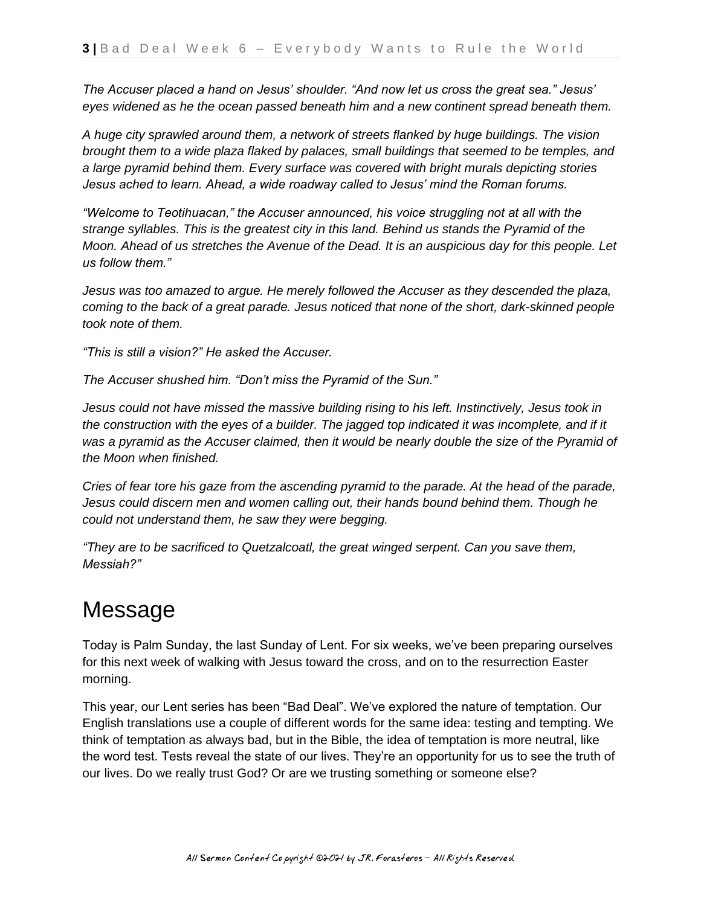*The Accuser placed a hand on Jesus' shoulder. "And now let us cross the great sea." Jesus' eyes widened as he the ocean passed beneath him and a new continent spread beneath them.*

*A huge city sprawled around them, a network of streets flanked by huge buildings. The vision brought them to a wide plaza flaked by palaces, small buildings that seemed to be temples, and a large pyramid behind them. Every surface was covered with bright murals depicting stories Jesus ached to learn. Ahead, a wide roadway called to Jesus' mind the Roman forums.*

*"Welcome to Teotihuacan," the Accuser announced, his voice struggling not at all with the strange syllables. This is the greatest city in this land. Behind us stands the Pyramid of the Moon. Ahead of us stretches the Avenue of the Dead. It is an auspicious day for this people. Let us follow them."*

*Jesus was too amazed to argue. He merely followed the Accuser as they descended the plaza, coming to the back of a great parade. Jesus noticed that none of the short, dark-skinned people took note of them.*

*"This is still a vision?" He asked the Accuser.*

*The Accuser shushed him. "Don't miss the Pyramid of the Sun."*

*Jesus could not have missed the massive building rising to his left. Instinctively, Jesus took in the construction with the eyes of a builder. The jagged top indicated it was incomplete, and if it was a pyramid as the Accuser claimed, then it would be nearly double the size of the Pyramid of the Moon when finished.*

*Cries of fear tore his gaze from the ascending pyramid to the parade. At the head of the parade, Jesus could discern men and women calling out, their hands bound behind them. Though he could not understand them, he saw they were begging.*

*"They are to be sacrificed to Quetzalcoatl, the great winged serpent. Can you save them, Messiah?"*

# Message

Today is Palm Sunday, the last Sunday of Lent. For six weeks, we've been preparing ourselves for this next week of walking with Jesus toward the cross, and on to the resurrection Easter morning.

This year, our Lent series has been "Bad Deal". We've explored the nature of temptation. Our English translations use a couple of different words for the same idea: testing and tempting. We think of temptation as always bad, but in the Bible, the idea of temptation is more neutral, like the word test. Tests reveal the state of our lives. They're an opportunity for us to see the truth of our lives. Do we really trust God? Or are we trusting something or someone else?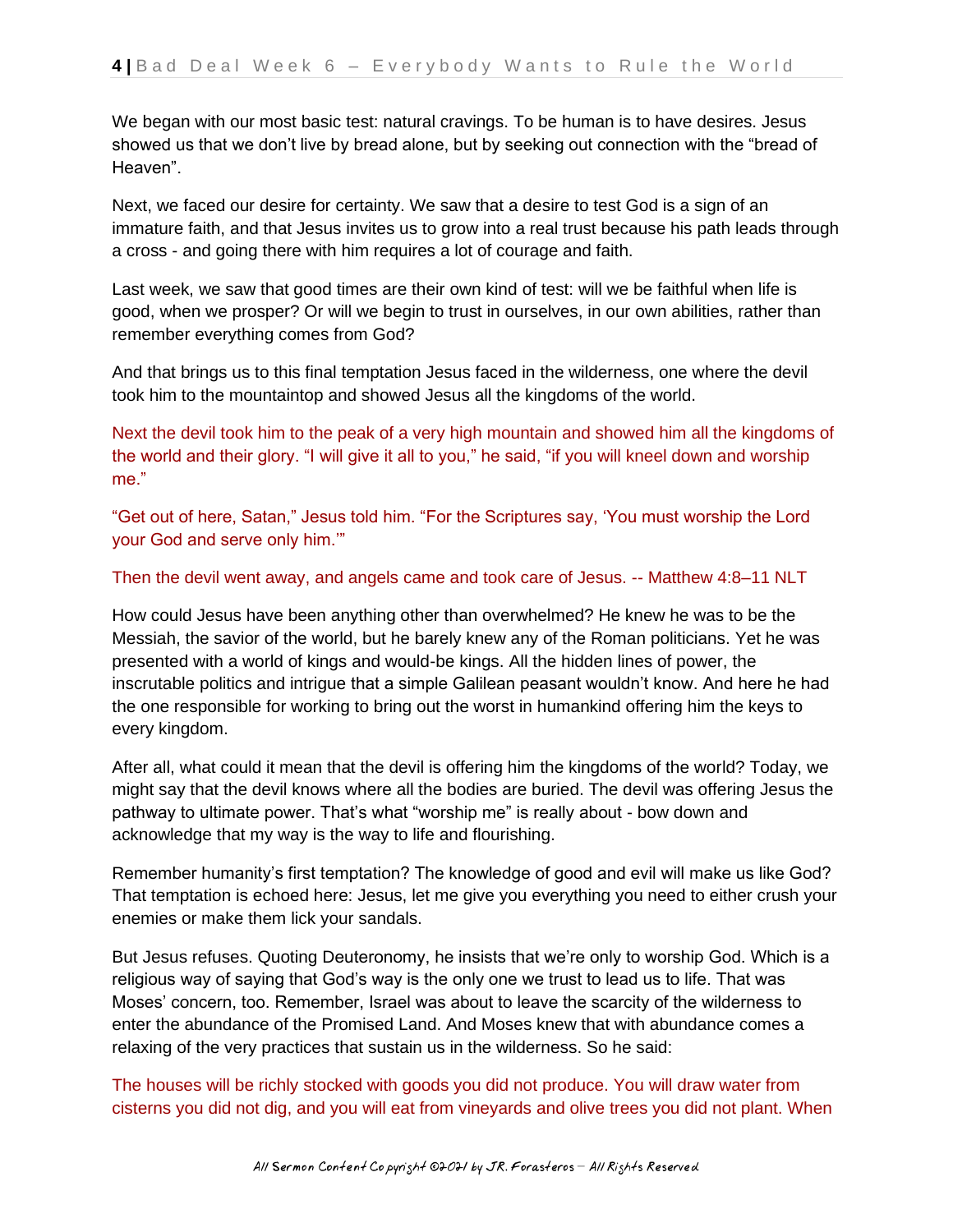We began with our most basic test: natural cravings. To be human is to have desires. Jesus showed us that we don't live by bread alone, but by seeking out connection with the "bread of Heaven".

Next, we faced our desire for certainty. We saw that a desire to test God is a sign of an immature faith, and that Jesus invites us to grow into a real trust because his path leads through a cross - and going there with him requires a lot of courage and faith.

Last week, we saw that good times are their own kind of test: will we be faithful when life is good, when we prosper? Or will we begin to trust in ourselves, in our own abilities, rather than remember everything comes from God?

And that brings us to this final temptation Jesus faced in the wilderness, one where the devil took him to the mountaintop and showed Jesus all the kingdoms of the world.

Next the devil took him to the peak of a very high mountain and showed him all the kingdoms of the world and their glory. "I will give it all to you," he said, "if you will kneel down and worship me."

"Get out of here, Satan," Jesus told him. "For the Scriptures say, 'You must worship the Lord your God and serve only him.'"

Then the devil went away, and angels came and took care of Jesus. -- Matthew 4:8–11 NLT

How could Jesus have been anything other than overwhelmed? He knew he was to be the Messiah, the savior of the world, but he barely knew any of the Roman politicians. Yet he was presented with a world of kings and would-be kings. All the hidden lines of power, the inscrutable politics and intrigue that a simple Galilean peasant wouldn't know. And here he had the one responsible for working to bring out the worst in humankind offering him the keys to every kingdom.

After all, what could it mean that the devil is offering him the kingdoms of the world? Today, we might say that the devil knows where all the bodies are buried. The devil was offering Jesus the pathway to ultimate power. That's what "worship me" is really about - bow down and acknowledge that my way is the way to life and flourishing.

Remember humanity's first temptation? The knowledge of good and evil will make us like God? That temptation is echoed here: Jesus, let me give you everything you need to either crush your enemies or make them lick your sandals.

But Jesus refuses. Quoting Deuteronomy, he insists that we're only to worship God. Which is a religious way of saying that God's way is the only one we trust to lead us to life. That was Moses' concern, too. Remember, Israel was about to leave the scarcity of the wilderness to enter the abundance of the Promised Land. And Moses knew that with abundance comes a relaxing of the very practices that sustain us in the wilderness. So he said:

The houses will be richly stocked with goods you did not produce. You will draw water from cisterns you did not dig, and you will eat from vineyards and olive trees you did not plant. When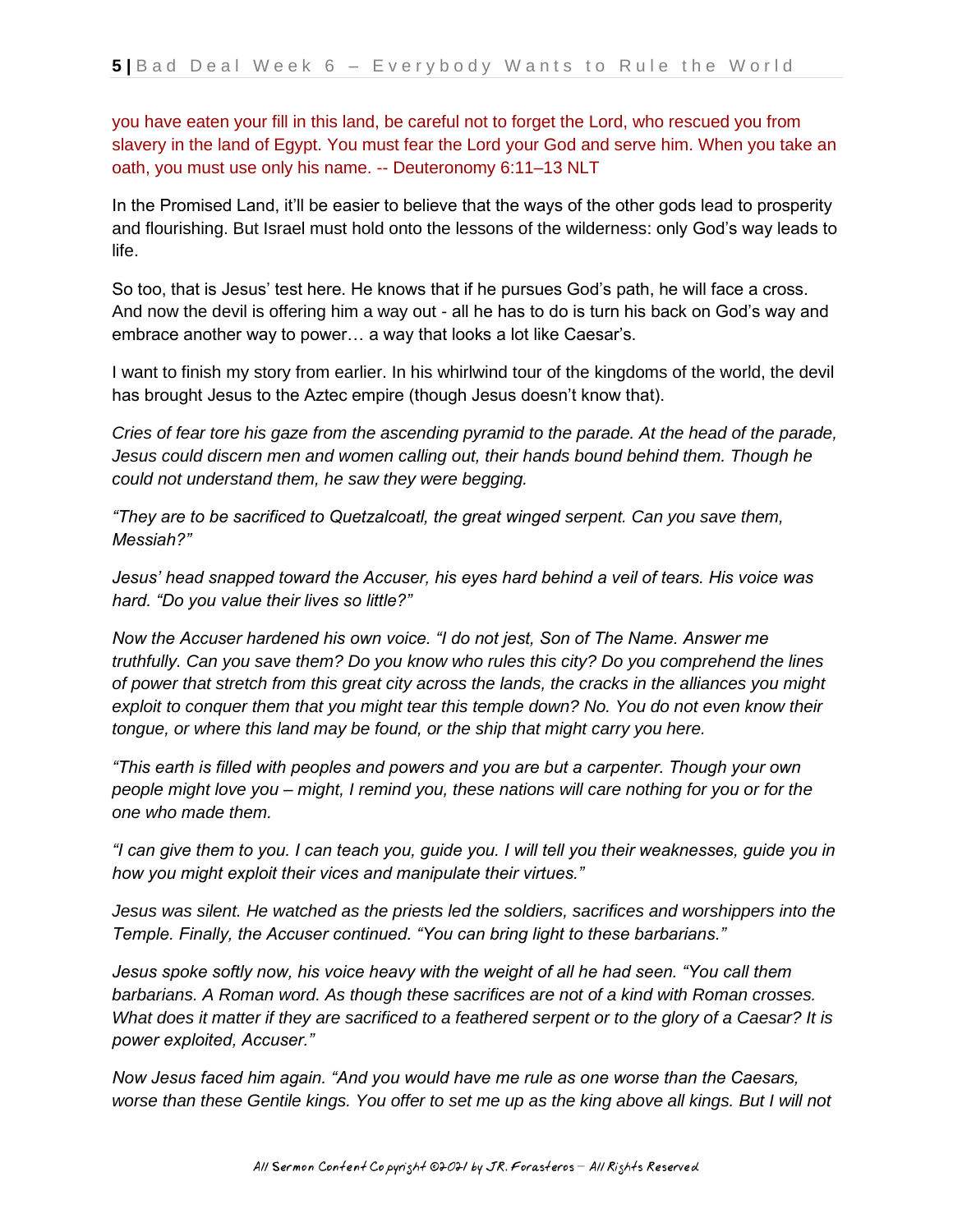you have eaten your fill in this land, be careful not to forget the Lord, who rescued you from slavery in the land of Egypt. You must fear the Lord your God and serve him. When you take an oath, you must use only his name. -- Deuteronomy 6:11–13 NLT

In the Promised Land, it'll be easier to believe that the ways of the other gods lead to prosperity and flourishing. But Israel must hold onto the lessons of the wilderness: only God's way leads to life.

So too, that is Jesus' test here. He knows that if he pursues God's path, he will face a cross. And now the devil is offering him a way out - all he has to do is turn his back on God's way and embrace another way to power… a way that looks a lot like Caesar's.

I want to finish my story from earlier. In his whirlwind tour of the kingdoms of the world, the devil has brought Jesus to the Aztec empire (though Jesus doesn't know that).

*Cries of fear tore his gaze from the ascending pyramid to the parade. At the head of the parade, Jesus could discern men and women calling out, their hands bound behind them. Though he could not understand them, he saw they were begging.*

*"They are to be sacrificed to Quetzalcoatl, the great winged serpent. Can you save them, Messiah?"*

*Jesus' head snapped toward the Accuser, his eyes hard behind a veil of tears. His voice was hard. "Do you value their lives so little?"*

*Now the Accuser hardened his own voice. "I do not jest, Son of The Name. Answer me truthfully. Can you save them? Do you know who rules this city? Do you comprehend the lines of power that stretch from this great city across the lands, the cracks in the alliances you might exploit to conquer them that you might tear this temple down? No. You do not even know their tongue, or where this land may be found, or the ship that might carry you here.*

*"This earth is filled with peoples and powers and you are but a carpenter. Though your own people might love you – might, I remind you, these nations will care nothing for you or for the one who made them.*

*"I can give them to you. I can teach you, guide you. I will tell you their weaknesses, guide you in how you might exploit their vices and manipulate their virtues."*

*Jesus was silent. He watched as the priests led the soldiers, sacrifices and worshippers into the Temple. Finally, the Accuser continued. "You can bring light to these barbarians."*

*Jesus spoke softly now, his voice heavy with the weight of all he had seen. "You call them barbarians. A Roman word. As though these sacrifices are not of a kind with Roman crosses. What does it matter if they are sacrificed to a feathered serpent or to the glory of a Caesar? It is power exploited, Accuser."*

*Now Jesus faced him again. "And you would have me rule as one worse than the Caesars, worse than these Gentile kings. You offer to set me up as the king above all kings. But I will not*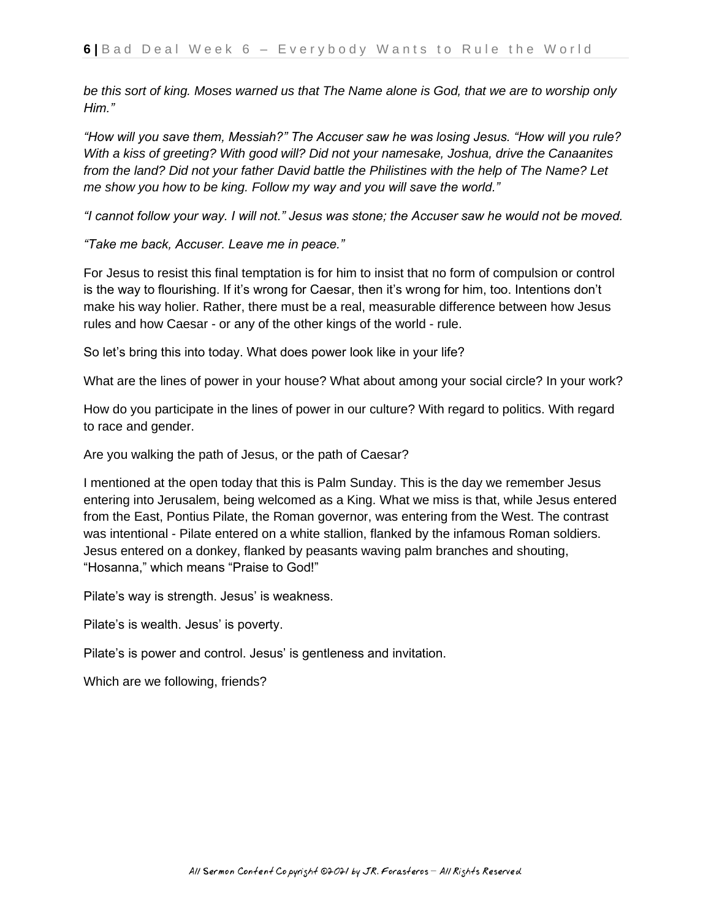*be this sort of king. Moses warned us that The Name alone is God, that we are to worship only Him."*

*"How will you save them, Messiah?" The Accuser saw he was losing Jesus. "How will you rule? With a kiss of greeting? With good will? Did not your namesake, Joshua, drive the Canaanites from the land? Did not your father David battle the Philistines with the help of The Name? Let me show you how to be king. Follow my way and you will save the world."*

*"I cannot follow your way. I will not." Jesus was stone; the Accuser saw he would not be moved.*

*"Take me back, Accuser. Leave me in peace."*

For Jesus to resist this final temptation is for him to insist that no form of compulsion or control is the way to flourishing. If it's wrong for Caesar, then it's wrong for him, too. Intentions don't make his way holier. Rather, there must be a real, measurable difference between how Jesus rules and how Caesar - or any of the other kings of the world - rule.

So let's bring this into today. What does power look like in your life?

What are the lines of power in your house? What about among your social circle? In your work?

How do you participate in the lines of power in our culture? With regard to politics. With regard to race and gender.

Are you walking the path of Jesus, or the path of Caesar?

I mentioned at the open today that this is Palm Sunday. This is the day we remember Jesus entering into Jerusalem, being welcomed as a King. What we miss is that, while Jesus entered from the East, Pontius Pilate, the Roman governor, was entering from the West. The contrast was intentional - Pilate entered on a white stallion, flanked by the infamous Roman soldiers. Jesus entered on a donkey, flanked by peasants waving palm branches and shouting, "Hosanna," which means "Praise to God!"

Pilate's way is strength. Jesus' is weakness.

Pilate's is wealth. Jesus' is poverty.

Pilate's is power and control. Jesus' is gentleness and invitation.

Which are we following, friends?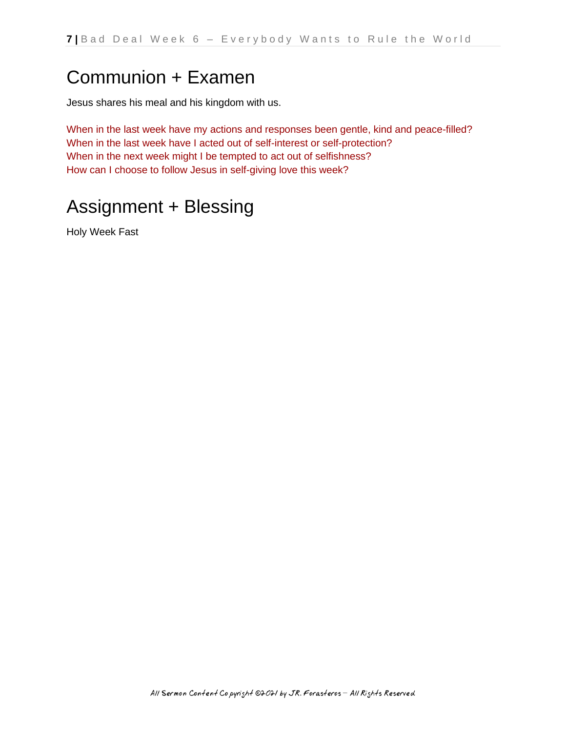# Communion + Examen

Jesus shares his meal and his kingdom with us.

When in the last week have my actions and responses been gentle, kind and peace-filled?
When in the last week have I acted out of self-interest or self-protection?
When in the next week might I be tempted to act out of selfishness?
How can I choose to follow Jesus in self-giving love this week?

# Assignment + Blessing

Holy Week Fast